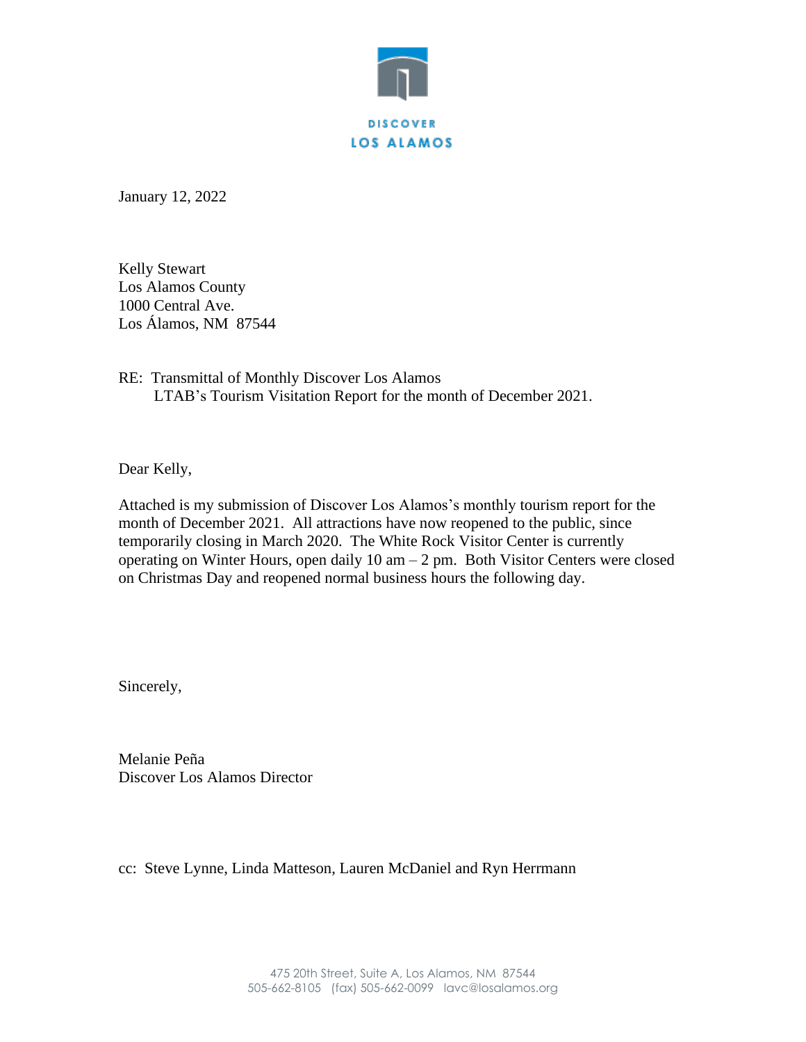DISCOVER

LOS ALAMOS

January 12, 2022

Kelly Stewart
Los Alamos County
1000 Central Ave.
Los Álamos, NM 87544

RE: Transmittal of Monthly Discover Los Alamos
LTAB's Tourism Visitation Report for the month of December 2021.

Dear Kelly,

Attached is my submission of Discover Los Alamos's monthly tourism report for the month of December 2021. All attractions have now reopened to the public, since temporarily closing in March 2020. The White Rock Visitor Center is currently operating on Winter Hours, open daily 10 am – 2 pm. Both Visitor Centers were closed on Christmas Day and reopened normal business hours the following day.

Sincerely,

Melanie Peña
Discover Los Alamos Director

cc: Steve Lynne, Linda Matteson, Lauren McDaniel and Ryn Herrmann

475 20th Street, Suite A, Los Alamos, NM 87544
505-662-8105 (fax) 505-662-0099 lavc@losalamos.org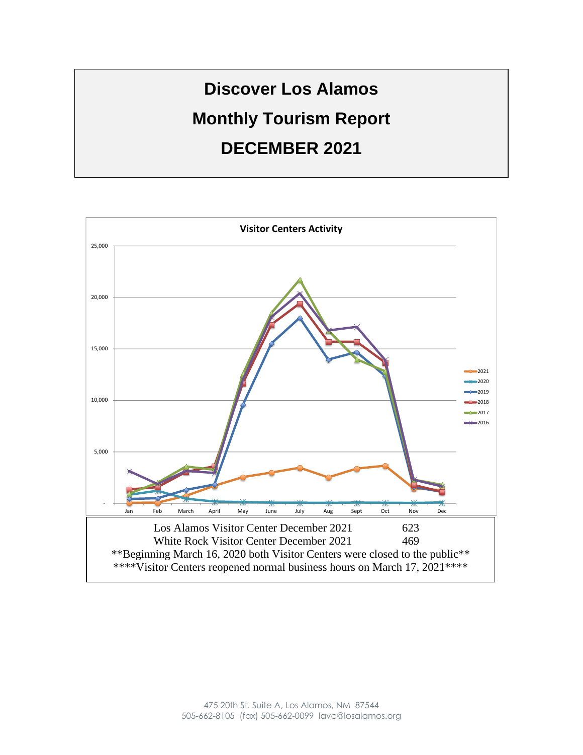# Discover Los Alamos

# Monthly Tourism Report

# DECEMBER 2021

**Visitor Centers Activity**

| | |
|---|---|
| Los Alamos Visitor Center December 2021 | 623 |
| White Rock Visitor Center December 2021 | 469 |

**Beginning March 16, 2020 both Visitor Centers were closed to the public**

****Visitor Centers reopened normal business hours on March 17, 2021****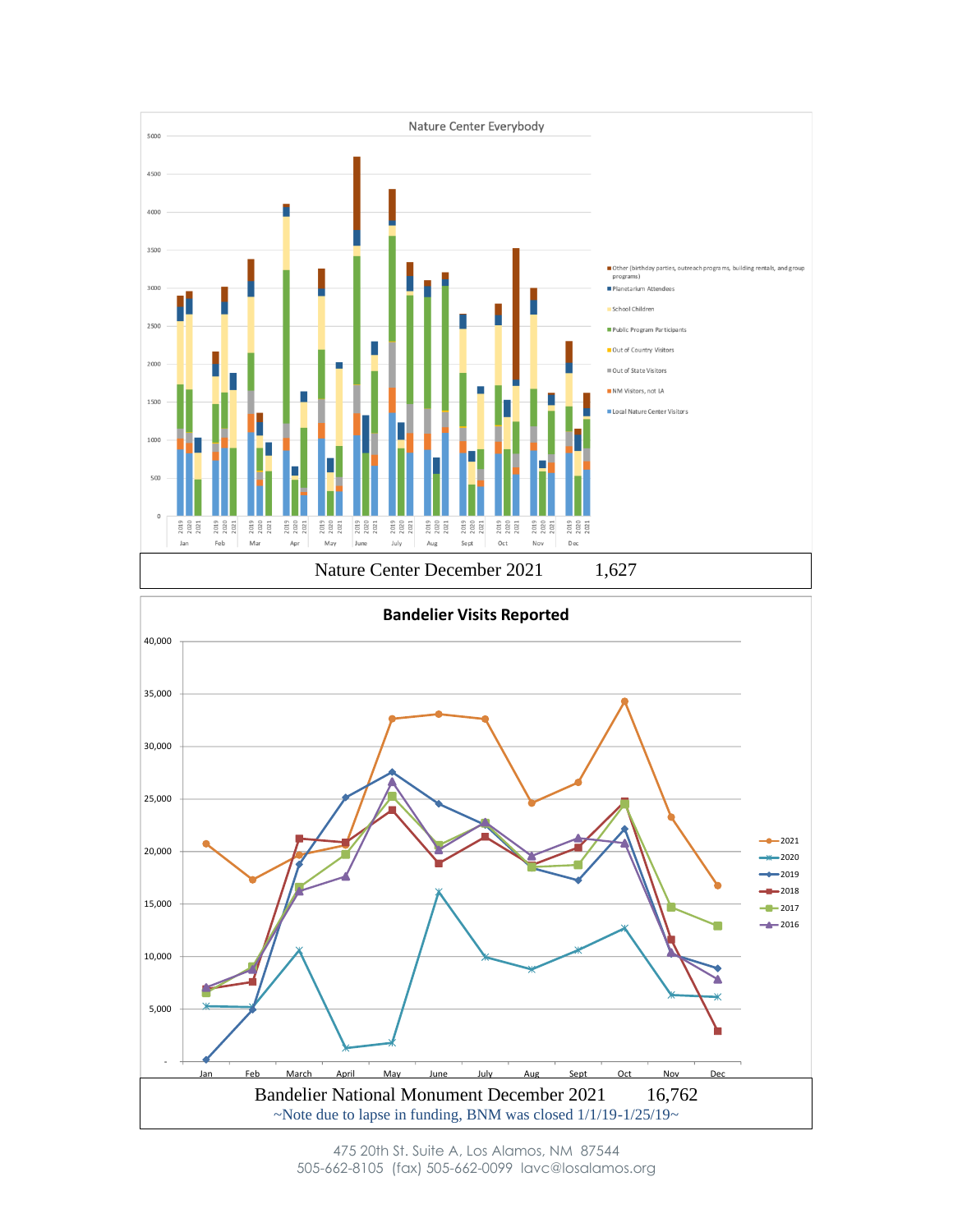Nature Center Everybody

Nature Center December 2021 1,627

Bandelier Visits Reported

Bandelier National Monument December 2021 16,762

~Note due to lapse in funding, BNM was closed 1/1/19-1/25/19~

475 20th St. Suite A, Los Alamos, NM 87544
505-662-8105 (fax) 505-662-0099 lavc@losalamos.org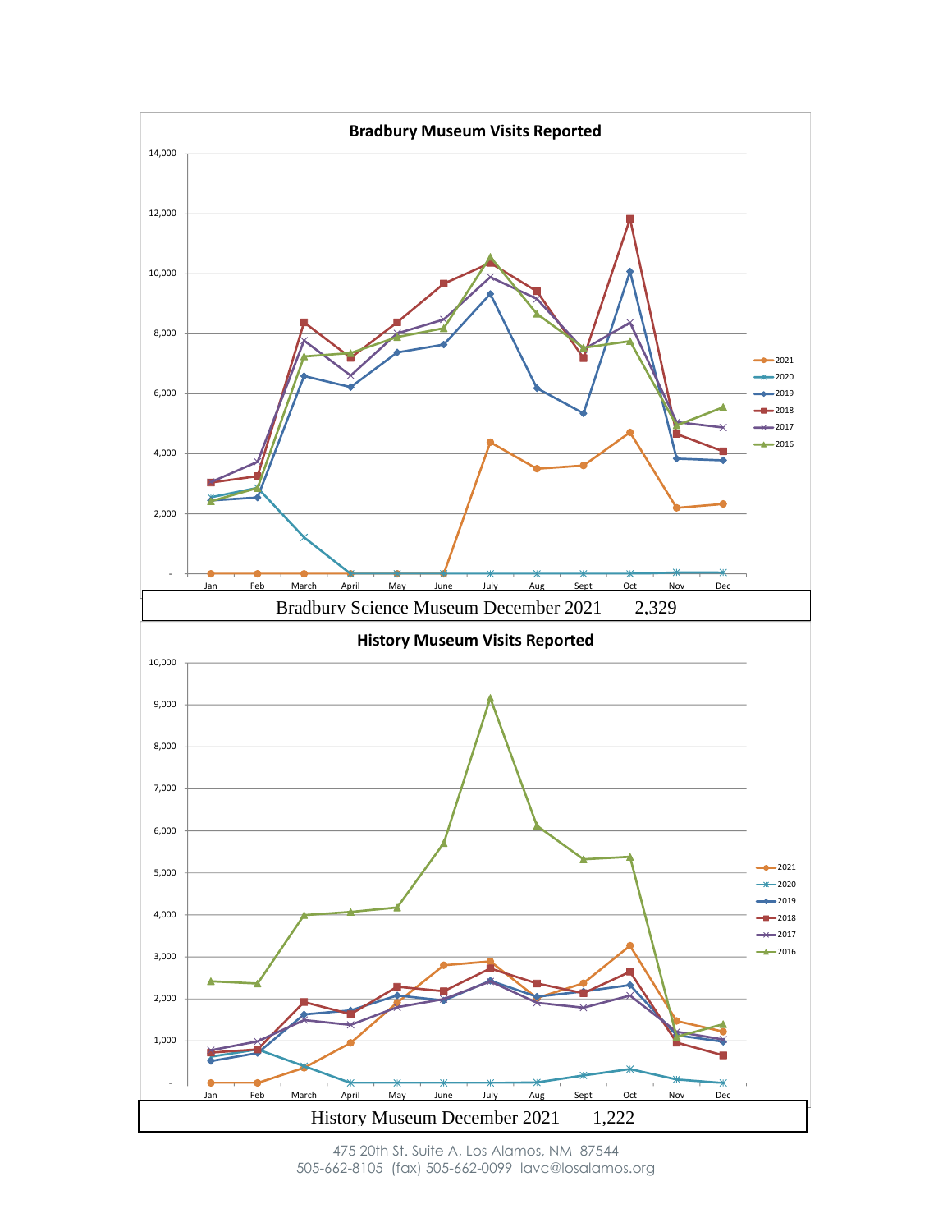## Bradbury Museum Visits Reported

| Bradbury Science Museum December 2021 | 2,329 |
|---|---|

## History Museum Visits Reported

| History Museum December 2021 | 1,222 |
|---|---|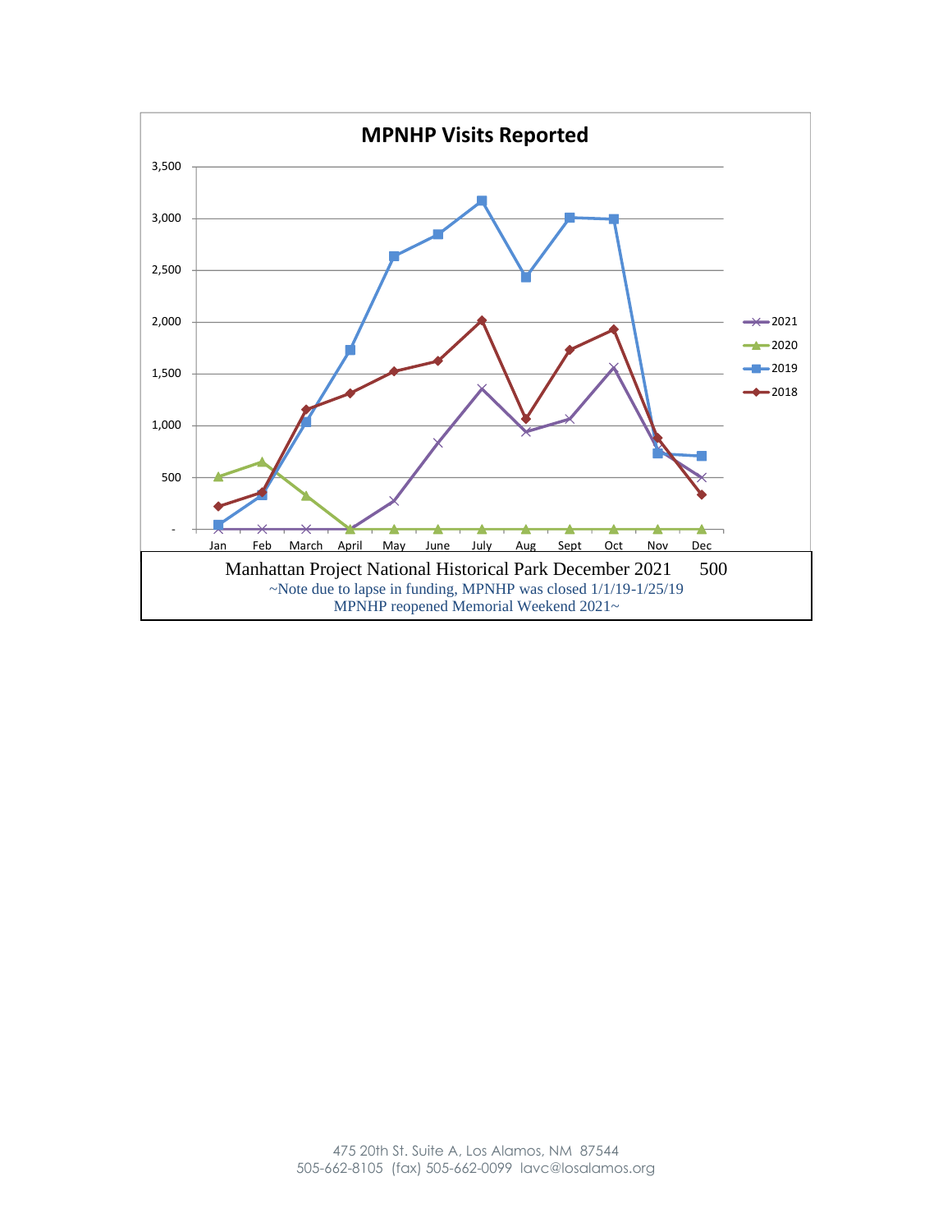## MPNHP Visits Reported

Manhattan Project National Historical Park December 2021 500

~Note due to lapse in funding, MPNHP was closed 1/1/19-1/25/19
MPNHP reopened Memorial Weekend 2021~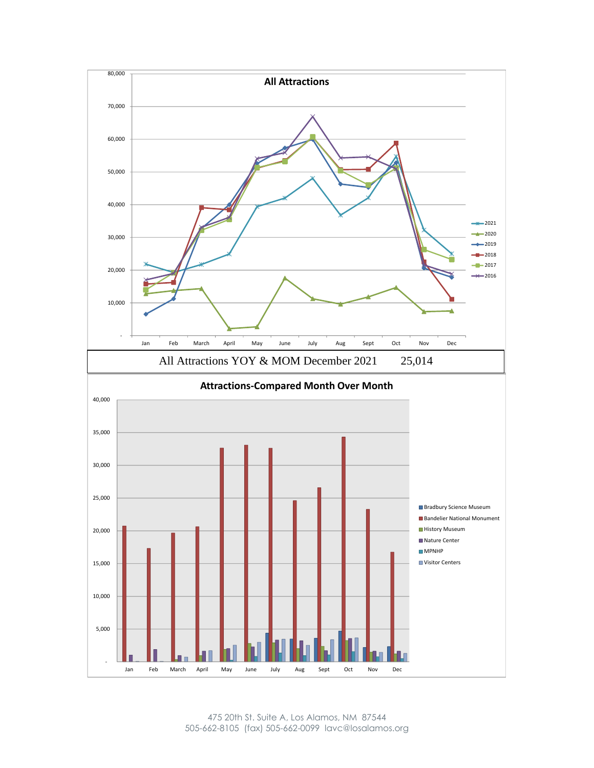## All Attractions

| | 2021 | 2020 | 2019 | 2018 | 2017 | 2016 |
|---|---|---|---|---|---|---|
| Jan | | | | | | |
| Feb | | | | | | |
| March | | | | | | |
| April | | | | | | |
| May | | | | | | |
| June | | | | | | |
| July | | | | | | |
| Aug | | | | | | |
| Sept | | | | | | |
| Oct | | | | | | |
| Nov | | | | | | |
| Dec | | | | | | |

All Attractions YOY & MOM December 2021 25,014

## Attractions-Compared Month Over Month

Legend: Bradbury Science Museum, Bandelier National Monument, History Museum, Nature Center, MPNHP, Visitor Centers

Months: Jan, Feb, March, April, May, June, July, Aug, Sept, Oct, Nov, Dec

475 20th St. Suite A, Los Alamos, NM 87544
505-662-8105 (fax) 505-662-0099 lavc@losalamos.org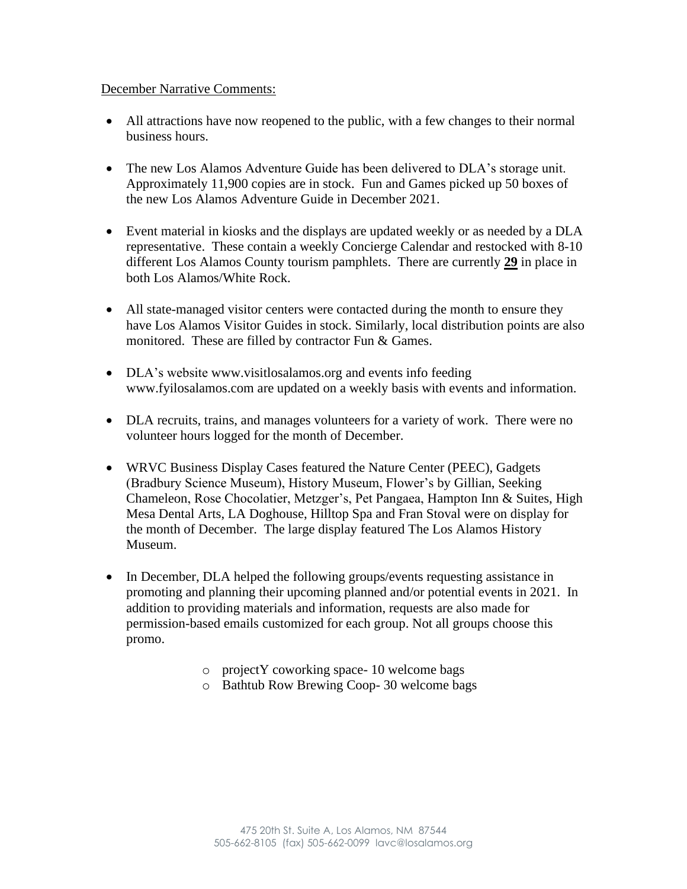<u>December Narrative Comments:</u>

- All attractions have now reopened to the public, with a few changes to their normal business hours.
- The new Los Alamos Adventure Guide has been delivered to DLA's storage unit. Approximately 11,900 copies are in stock. Fun and Games picked up 50 boxes of the new Los Alamos Adventure Guide in December 2021.
- Event material in kiosks and the displays are updated weekly or as needed by a DLA representative. These contain a weekly Concierge Calendar and restocked with 8-10 different Los Alamos County tourism pamphlets. There are currently **<u>29</u>** in place in both Los Alamos/White Rock.
- All state-managed visitor centers were contacted during the month to ensure they have Los Alamos Visitor Guides in stock. Similarly, local distribution points are also monitored. These are filled by contractor Fun & Games.
- DLA's website www.visitlosalamos.org and events info feeding www.fyilosalamos.com are updated on a weekly basis with events and information.
- DLA recruits, trains, and manages volunteers for a variety of work. There were no volunteer hours logged for the month of December.
- WRVC Business Display Cases featured the Nature Center (PEEC), Gadgets (Bradbury Science Museum), History Museum, Flower's by Gillian, Seeking Chameleon, Rose Chocolatier, Metzger's, Pet Pangaea, Hampton Inn & Suites, High Mesa Dental Arts, LA Doghouse, Hilltop Spa and Fran Stoval were on display for the month of December. The large display featured The Los Alamos History Museum.
- In December, DLA helped the following groups/events requesting assistance in promoting and planning their upcoming planned and/or potential events in 2021. In addition to providing materials and information, requests are also made for permission-based emails customized for each group. Not all groups choose this promo.
  - projectY coworking space- 10 welcome bags
  - Bathtub Row Brewing Coop- 30 welcome bags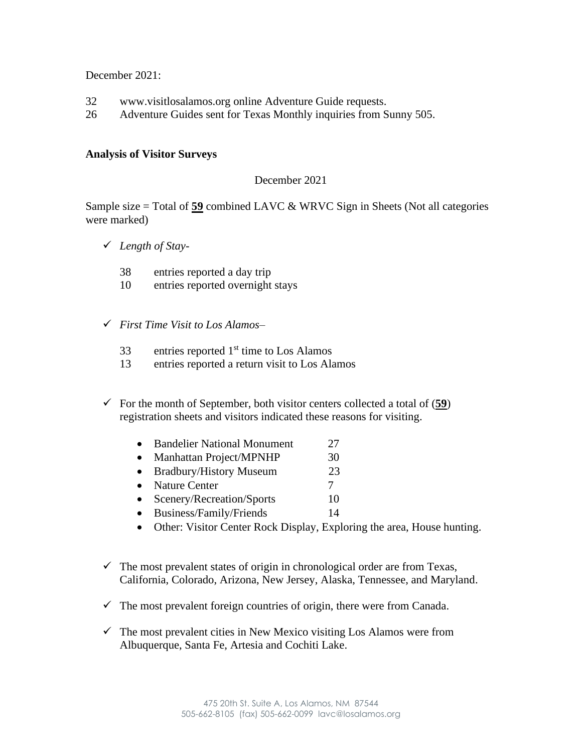December 2021:

32 www.visitlosalamos.org online Adventure Guide requests.
26 Adventure Guides sent for Texas Monthly inquiries from Sunny 505.

**Analysis of Visitor Surveys**

December 2021

Sample size = Total of **59** combined LAVC & WRVC Sign in Sheets (Not all categories were marked)

- ✓ *Length of Stay-*

  38 entries reported a day trip
  10 entries reported overnight stays

- ✓ *First Time Visit to Los Alamos–*

  33 entries reported 1st time to Los Alamos
  13 entries reported a return visit to Los Alamos

- ✓ For the month of September, both visitor centers collected a total of (**59**) registration sheets and visitors indicated these reasons for visiting.

  - Bandelier National Monument 27
  - Manhattan Project/MPNHP 30
  - Bradbury/History Museum 23
  - Nature Center 7
  - Scenery/Recreation/Sports 10
  - Business/Family/Friends 14
  - Other: Visitor Center Rock Display, Exploring the area, House hunting.

- ✓ The most prevalent states of origin in chronological order are from Texas, California, Colorado, Arizona, New Jersey, Alaska, Tennessee, and Maryland.

- ✓ The most prevalent foreign countries of origin, there were from Canada.

- ✓ The most prevalent cities in New Mexico visiting Los Alamos were from Albuquerque, Santa Fe, Artesia and Cochiti Lake.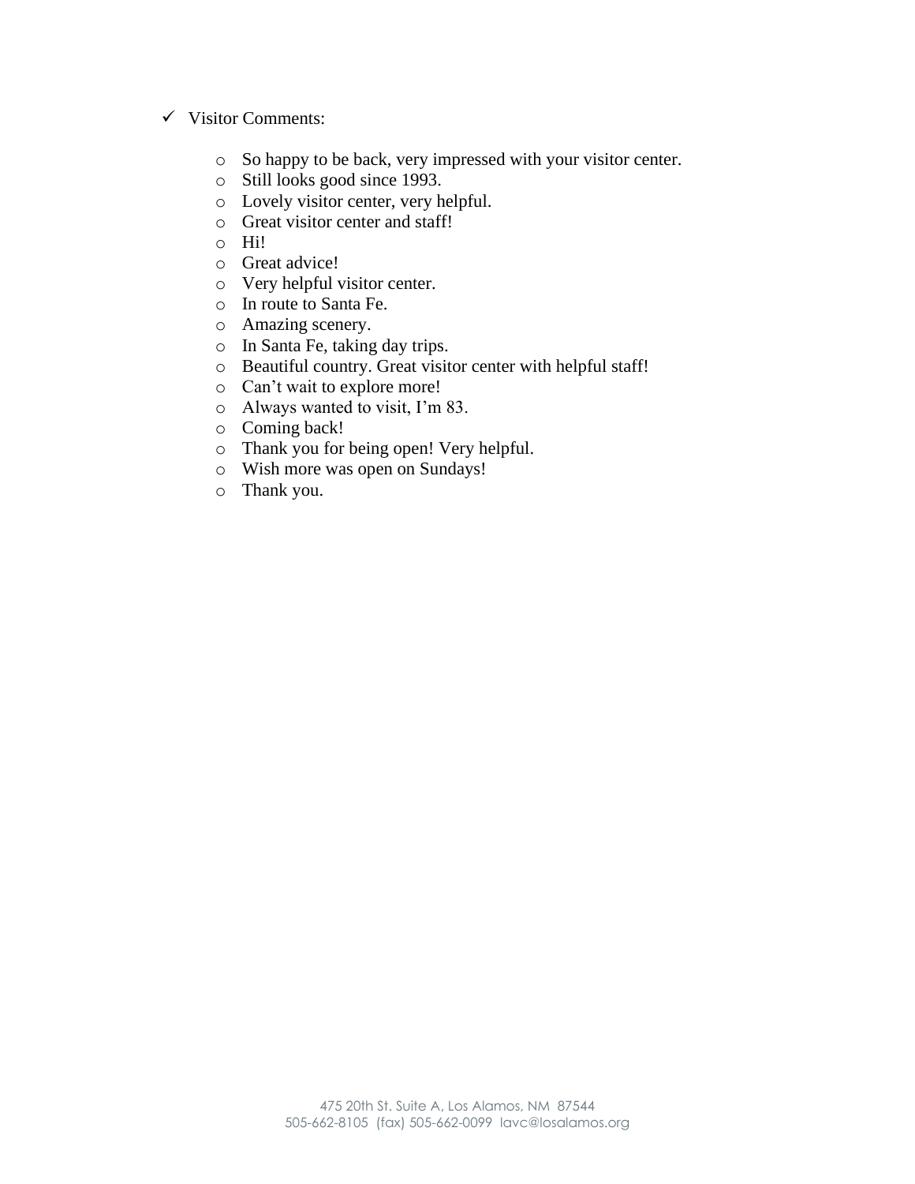- ✓ Visitor Comments:

  - So happy to be back, very impressed with your visitor center.
  - Still looks good since 1993.
  - Lovely visitor center, very helpful.
  - Great visitor center and staff!
  - Hi!
  - Great advice!
  - Very helpful visitor center.
  - In route to Santa Fe.
  - Amazing scenery.
  - In Santa Fe, taking day trips.
  - Beautiful country. Great visitor center with helpful staff!
  - Can't wait to explore more!
  - Always wanted to visit, I'm 83.
  - Coming back!
  - Thank you for being open! Very helpful.
  - Wish more was open on Sundays!
  - Thank you.